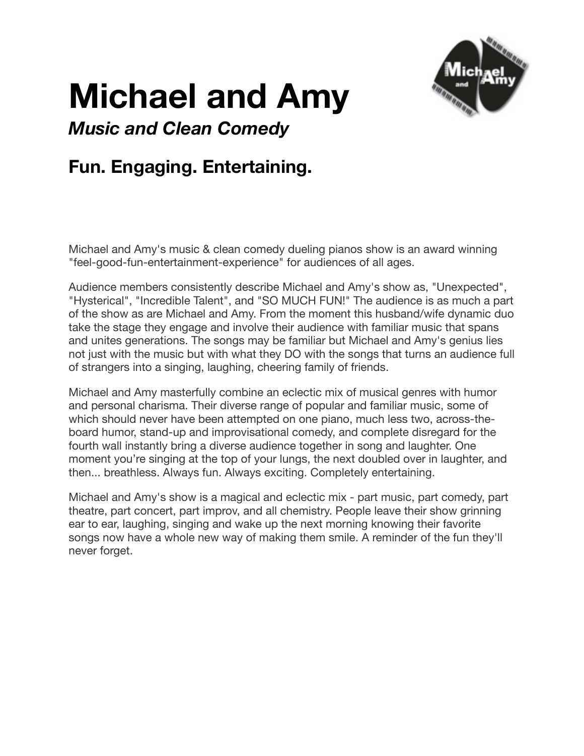# Michael and Amy

***Music and Clean Comedy***

## Fun. Engaging. Entertaining.

Michael and Amy's music & clean comedy dueling pianos show is an award winning "feel-good-fun-entertainment-experience" for audiences of all ages.

Audience members consistently describe Michael and Amy's show as, "Unexpected", "Hysterical", "Incredible Talent", and "SO MUCH FUN!" The audience is as much a part of the show as are Michael and Amy. From the moment this husband/wife dynamic duo take the stage they engage and involve their audience with familiar music that spans and unites generations. The songs may be familiar but Michael and Amy's genius lies not just with the music but with what they DO with the songs that turns an audience full of strangers into a singing, laughing, cheering family of friends.

Michael and Amy masterfully combine an eclectic mix of musical genres with humor and personal charisma. Their diverse range of popular and familiar music, some of which should never have been attempted on one piano, much less two, across-the-board humor, stand-up and improvisational comedy, and complete disregard for the fourth wall instantly bring a diverse audience together in song and laughter. One moment you're singing at the top of your lungs, the next doubled over in laughter, and then... breathless. Always fun. Always exciting. Completely entertaining.

Michael and Amy's show is a magical and eclectic mix - part music, part comedy, part theatre, part concert, part improv, and all chemistry. People leave their show grinning ear to ear, laughing, singing and wake up the next morning knowing their favorite songs now have a whole new way of making them smile. A reminder of the fun they'll never forget.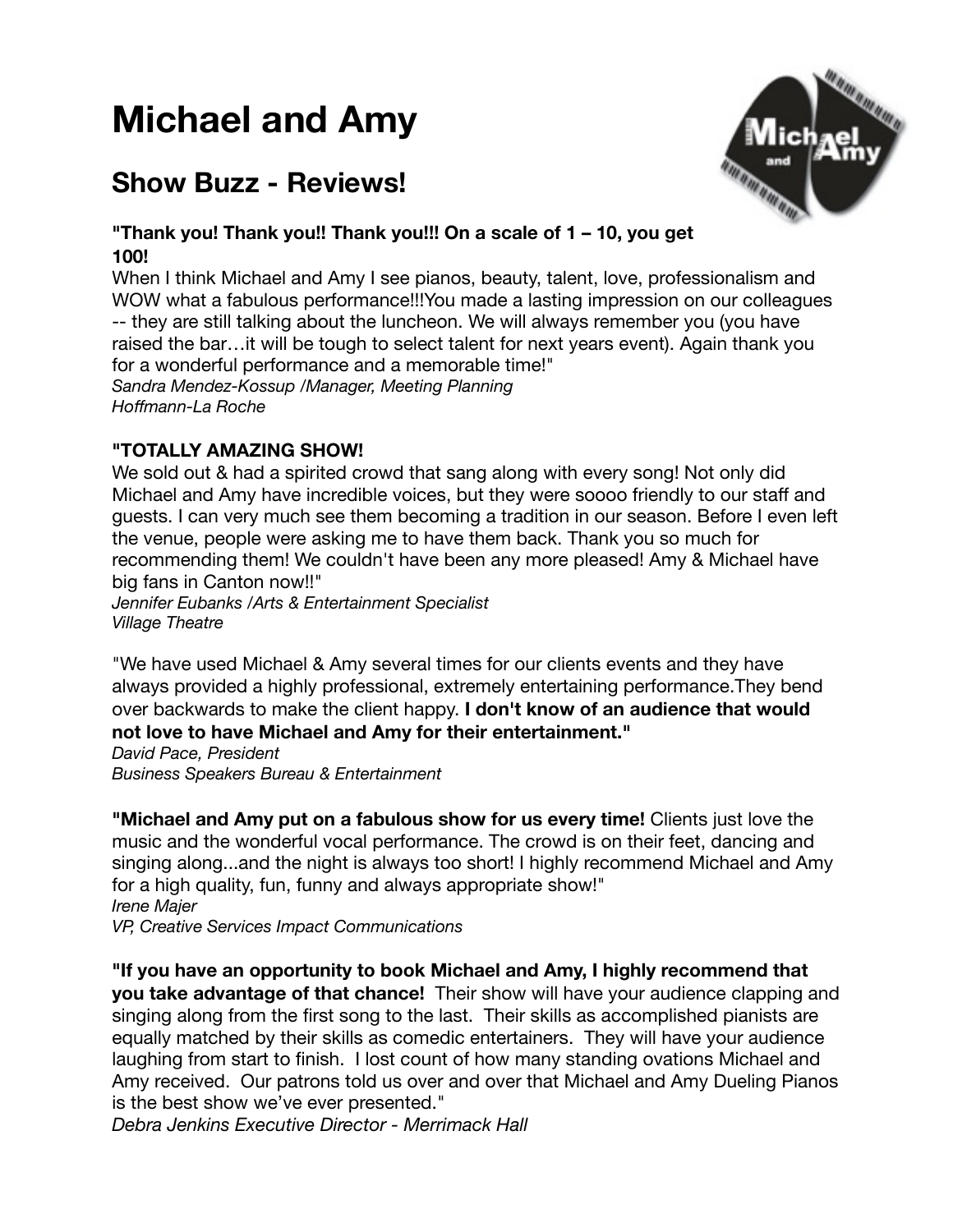# Michael and Amy

## Show Buzz - Reviews!

**"Thank you! Thank you!! Thank you!!! On a scale of 1 – 10, you get 100!**
When I think Michael and Amy I see pianos, beauty, talent, love, professionalism and WOW what a fabulous performance!!!You made a lasting impression on our colleagues -- they are still talking about the luncheon. We will always remember you (you have raised the bar…it will be tough to select talent for next years event). Again thank you for a wonderful performance and a memorable time!"
*Sandra Mendez-Kossup /Manager, Meeting Planning*
*Hoffmann-La Roche*

**"TOTALLY AMAZING SHOW!**
We sold out & had a spirited crowd that sang along with every song! Not only did Michael and Amy have incredible voices, but they were soooo friendly to our staff and guests. I can very much see them becoming a tradition in our season. Before I even left the venue, people were asking me to have them back. Thank you so much for recommending them! We couldn't have been any more pleased! Amy & Michael have big fans in Canton now!!"
*Jennifer Eubanks /Arts & Entertainment Specialist*
*Village Theatre*

"We have used Michael & Amy several times for our clients events and they have always provided a highly professional, extremely entertaining performance.They bend over backwards to make the client happy. **I don't know of an audience that would not love to have Michael and Amy for their entertainment."**
*David Pace, President*
*Business Speakers Bureau & Entertainment*

**"Michael and Amy put on a fabulous show for us every time!** Clients just love the music and the wonderful vocal performance. The crowd is on their feet, dancing and singing along...and the night is always too short! I highly recommend Michael and Amy for a high quality, fun, funny and always appropriate show!"
*Irene Majer*
*VP, Creative Services Impact Communications*

**"If you have an opportunity to book Michael and Amy, I highly recommend that you take advantage of that chance!** Their show will have your audience clapping and singing along from the first song to the last. Their skills as accomplished pianists are equally matched by their skills as comedic entertainers. They will have your audience laughing from start to finish. I lost count of how many standing ovations Michael and Amy received. Our patrons told us over and over that Michael and Amy Dueling Pianos is the best show we've ever presented."
*Debra Jenkins Executive Director - Merrimack Hall*